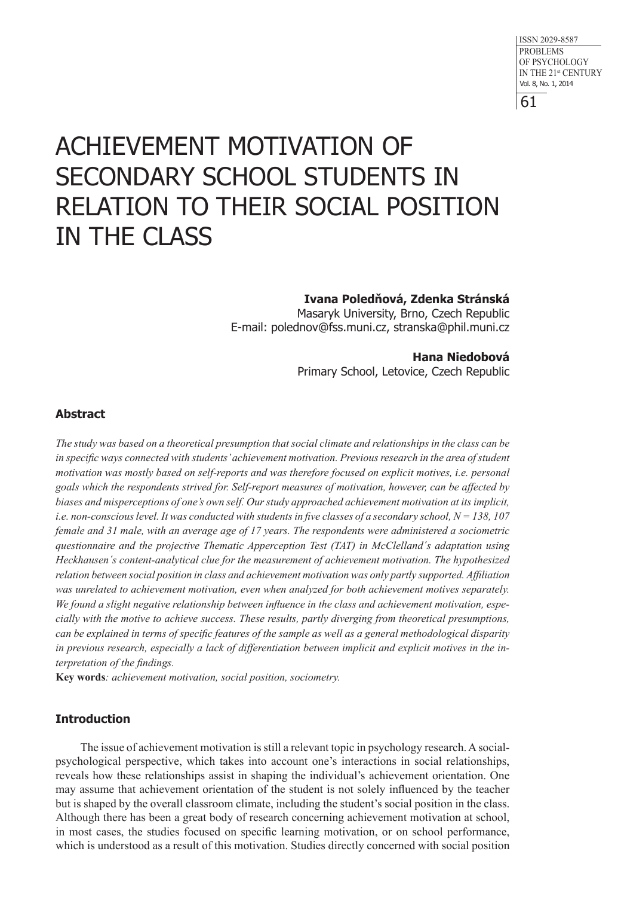# ACHIEVEMENT MOTIVATION OF SECONDARY SCHOOL STUDENTS IN RELATION TO THEIR SOCIAL POSITION IN THE CLASS

**Ivana Poledňová, Zdenka Stránská**
Masaryk University, Brno, Czech Republic
E-mail: polednov@fss.muni.cz, stranska@phil.muni.cz

**Hana Niedobová**
Primary School, Letovice, Czech Republic

### Abstract

*The study was based on a theoretical presumption that social climate and relationships in the class can be in specific ways connected with students' achievement motivation. Previous research in the area of student motivation was mostly based on self-reports and was therefore focused on explicit motives, i.e. personal goals which the respondents strived for. Self-report measures of motivation, however, can be affected by biases and misperceptions of one's own self. Our study approached achievement motivation at its implicit, i.e. non-conscious level. It was conducted with students in five classes of a secondary school, N = 138, 107 female and 31 male, with an average age of 17 years. The respondents were administered a sociometric questionnaire and the projective Thematic Apperception Test (TAT) in McClelland´s adaptation using Heckhausen´s content-analytical clue for the measurement of achievement motivation. The hypothesized relation between social position in class and achievement motivation was only partly supported. Affiliation was unrelated to achievement motivation, even when analyzed for both achievement motives separately. We found a slight negative relationship between influence in the class and achievement motivation, especially with the motive to achieve success. These results, partly diverging from theoretical presumptions, can be explained in terms of specific features of the sample as well as a general methodological disparity in previous research, especially a lack of differentiation between implicit and explicit motives in the interpretation of the findings.*

**Key words**: *achievement motivation, social position, sociometry.*

### Introduction

The issue of achievement motivation is still a relevant topic in psychology research. A social-psychological perspective, which takes into account one's interactions in social relationships, reveals how these relationships assist in shaping the individual's achievement orientation. One may assume that achievement orientation of the student is not solely influenced by the teacher but is shaped by the overall classroom climate, including the student's social position in the class. Although there has been a great body of research concerning achievement motivation at school, in most cases, the studies focused on specific learning motivation, or on school performance, which is understood as a result of this motivation. Studies directly concerned with social position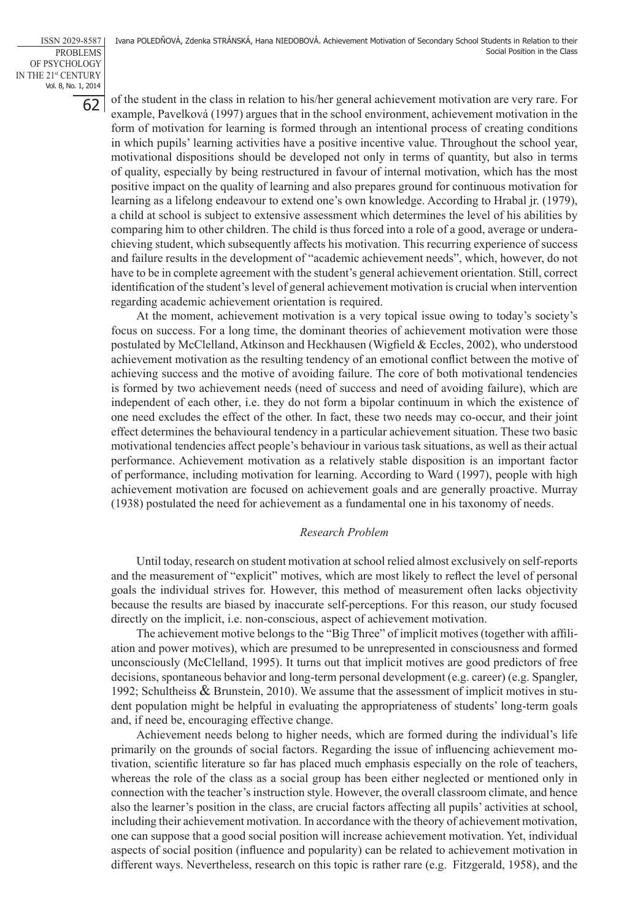of the student in the class in relation to his/her general achievement motivation are very rare. For example, Pavelková (1997) argues that in the school environment, achievement motivation in the form of motivation for learning is formed through an intentional process of creating conditions in which pupils' learning activities have a positive incentive value. Throughout the school year, motivational dispositions should be developed not only in terms of quantity, but also in terms of quality, especially by being restructured in favour of internal motivation, which has the most positive impact on the quality of learning and also prepares ground for continuous motivation for learning as a lifelong endeavour to extend one's own knowledge. According to Hrabal jr. (1979), a child at school is subject to extensive assessment which determines the level of his abilities by comparing him to other children. The child is thus forced into a role of a good, average or underachieving student, which subsequently affects his motivation. This recurring experience of success and failure results in the development of "academic achievement needs", which, however, do not have to be in complete agreement with the student's general achievement orientation. Still, correct identification of the student's level of general achievement motivation is crucial when intervention regarding academic achievement orientation is required.

At the moment, achievement motivation is a very topical issue owing to today's society's focus on success. For a long time, the dominant theories of achievement motivation were those postulated by McClelland, Atkinson and Heckhausen (Wigfield & Eccles, 2002), who understood achievement motivation as the resulting tendency of an emotional conflict between the motive of achieving success and the motive of avoiding failure. The core of both motivational tendencies is formed by two achievement needs (need of success and need of avoiding failure), which are independent of each other, i.e. they do not form a bipolar continuum in which the existence of one need excludes the effect of the other. In fact, these two needs may co-occur, and their joint effect determines the behavioural tendency in a particular achievement situation. These two basic motivational tendencies affect people's behaviour in various task situations, as well as their actual performance. Achievement motivation as a relatively stable disposition is an important factor of performance, including motivation for learning. According to Ward (1997), people with high achievement motivation are focused on achievement goals and are generally proactive. Murray (1938) postulated the need for achievement as a fundamental one in his taxonomy of needs.

### *Research Problem*

Until today, research on student motivation at school relied almost exclusively on self-reports and the measurement of "explicit" motives, which are most likely to reflect the level of personal goals the individual strives for. However, this method of measurement often lacks objectivity because the results are biased by inaccurate self-perceptions. For this reason, our study focused directly on the implicit, i.e. non-conscious, aspect of achievement motivation.

The achievement motive belongs to the "Big Three" of implicit motives (together with affiliation and power motives), which are presumed to be unrepresented in consciousness and formed unconsciously (McClelland, 1995). It turns out that implicit motives are good predictors of free decisions, spontaneous behavior and long-term personal development (e.g. career) (e.g. Spangler, 1992; Schultheiss & Brunstein, 2010). We assume that the assessment of implicit motives in student population might be helpful in evaluating the appropriateness of students' long-term goals and, if need be, encouraging effective change.

Achievement needs belong to higher needs, which are formed during the individual's life primarily on the grounds of social factors. Regarding the issue of influencing achievement motivation, scientific literature so far has placed much emphasis especially on the role of teachers, whereas the role of the class as a social group has been either neglected or mentioned only in connection with the teacher's instruction style. However, the overall classroom climate, and hence also the learner's position in the class, are crucial factors affecting all pupils' activities at school, including their achievement motivation. In accordance with the theory of achievement motivation, one can suppose that a good social position will increase achievement motivation. Yet, individual aspects of social position (influence and popularity) can be related to achievement motivation in different ways. Nevertheless, research on this topic is rather rare (e.g. Fitzgerald, 1958), and the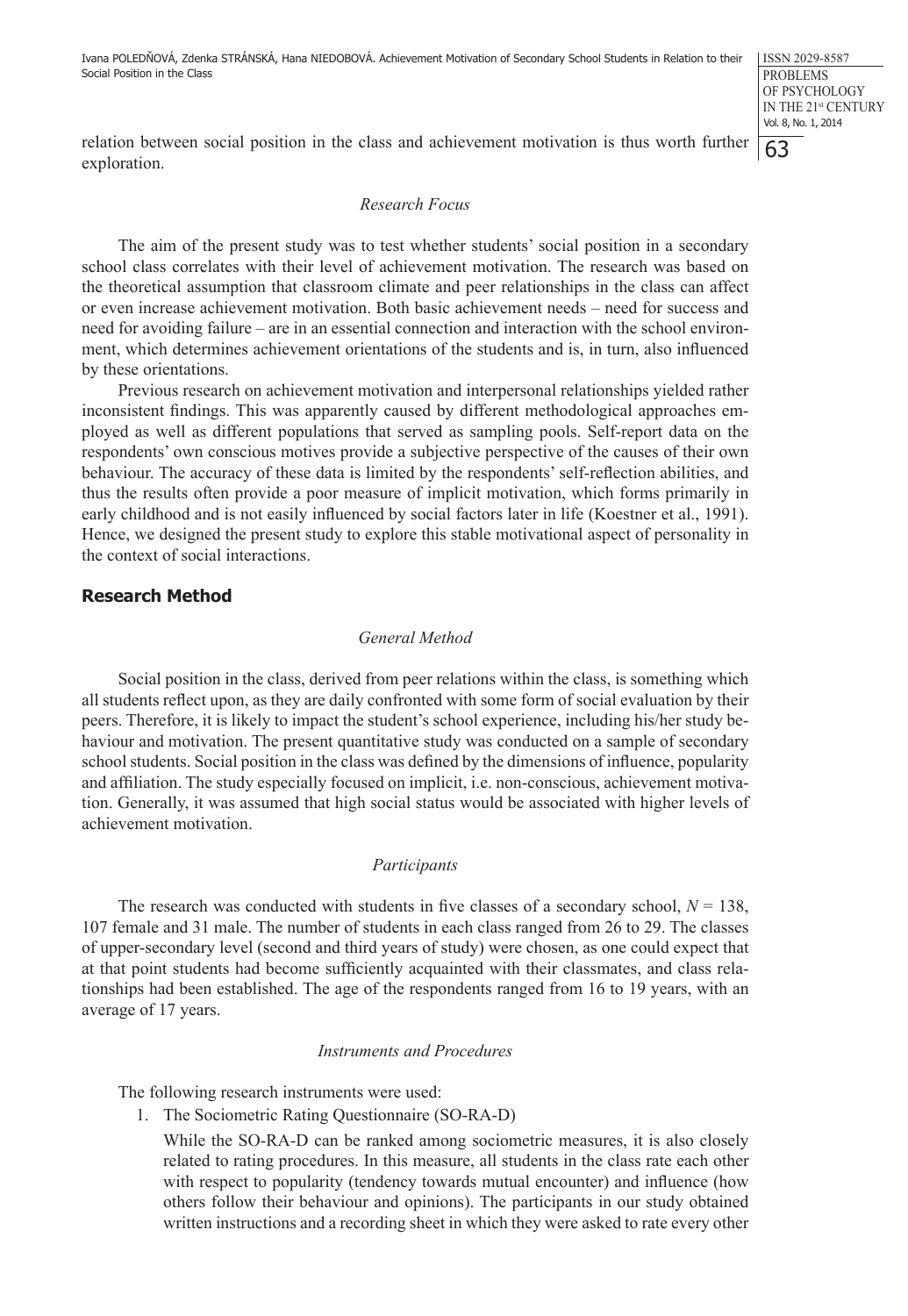relation between social position in the class and achievement motivation is thus worth further exploration.

### *Research Focus*

The aim of the present study was to test whether students' social position in a secondary school class correlates with their level of achievement motivation. The research was based on the theoretical assumption that classroom climate and peer relationships in the class can affect or even increase achievement motivation. Both basic achievement needs – need for success and need for avoiding failure – are in an essential connection and interaction with the school environment, which determines achievement orientations of the students and is, in turn, also influenced by these orientations.

Previous research on achievement motivation and interpersonal relationships yielded rather inconsistent findings. This was apparently caused by different methodological approaches employed as well as different populations that served as sampling pools. Self-report data on the respondents' own conscious motives provide a subjective perspective of the causes of their own behaviour. The accuracy of these data is limited by the respondents' self-reflection abilities, and thus the results often provide a poor measure of implicit motivation, which forms primarily in early childhood and is not easily influenced by social factors later in life (Koestner et al., 1991). Hence, we designed the present study to explore this stable motivational aspect of personality in the context of social interactions.

## **Research Method**

### *General Method*

Social position in the class, derived from peer relations within the class, is something which all students reflect upon, as they are daily confronted with some form of social evaluation by their peers. Therefore, it is likely to impact the student's school experience, including his/her study behaviour and motivation. The present quantitative study was conducted on a sample of secondary school students. Social position in the class was defined by the dimensions of influence, popularity and affiliation. The study especially focused on implicit, i.e. non-conscious, achievement motivation. Generally, it was assumed that high social status would be associated with higher levels of achievement motivation.

### *Participants*

The research was conducted with students in five classes of a secondary school, $N = 138$, 107 female and 31 male. The number of students in each class ranged from 26 to 29. The classes of upper-secondary level (second and third years of study) were chosen, as one could expect that at that point students had become sufficiently acquainted with their classmates, and class relationships had been established. The age of the respondents ranged from 16 to 19 years, with an average of 17 years.

### *Instruments and Procedures*

The following research instruments were used:

1. The Sociometric Rating Questionnaire (SO-RA-D)

   While the SO-RA-D can be ranked among sociometric measures, it is also closely related to rating procedures. In this measure, all students in the class rate each other with respect to popularity (tendency towards mutual encounter) and influence (how others follow their behaviour and opinions). The participants in our study obtained written instructions and a recording sheet in which they were asked to rate every other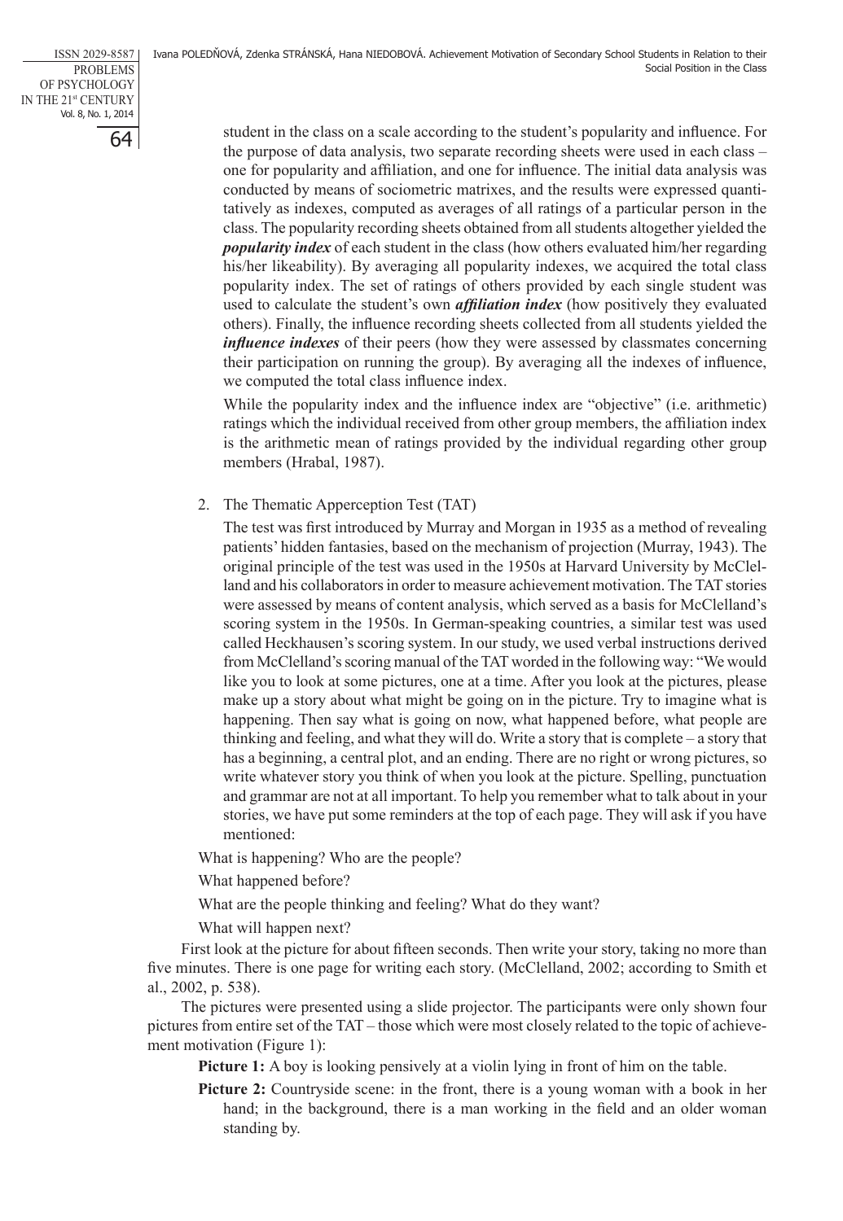student in the class on a scale according to the student's popularity and influence. For the purpose of data analysis, two separate recording sheets were used in each class – one for popularity and affiliation, and one for influence. The initial data analysis was conducted by means of sociometric matrixes, and the results were expressed quantitatively as indexes, computed as averages of all ratings of a particular person in the class. The popularity recording sheets obtained from all students altogether yielded the ***popularity index*** of each student in the class (how others evaluated him/her regarding his/her likeability). By averaging all popularity indexes, we acquired the total class popularity index. The set of ratings of others provided by each single student was used to calculate the student's own ***affiliation index*** (how positively they evaluated others). Finally, the influence recording sheets collected from all students yielded the ***influence indexes*** of their peers (how they were assessed by classmates concerning their participation on running the group). By averaging all the indexes of influence, we computed the total class influence index.

While the popularity index and the influence index are "objective" (i.e. arithmetic) ratings which the individual received from other group members, the affiliation index is the arithmetic mean of ratings provided by the individual regarding other group members (Hrabal, 1987).

2. The Thematic Apperception Test (TAT)

   The test was first introduced by Murray and Morgan in 1935 as a method of revealing patients' hidden fantasies, based on the mechanism of projection (Murray, 1943). The original principle of the test was used in the 1950s at Harvard University by McClelland and his collaborators in order to measure achievement motivation. The TAT stories were assessed by means of content analysis, which served as a basis for McClelland's scoring system in the 1950s. In German-speaking countries, a similar test was used called Heckhausen's scoring system. In our study, we used verbal instructions derived from McClelland's scoring manual of the TAT worded in the following way: "We would like you to look at some pictures, one at a time. After you look at the pictures, please make up a story about what might be going on in the picture. Try to imagine what is happening. Then say what is going on now, what happened before, what people are thinking and feeling, and what they will do. Write a story that is complete – a story that has a beginning, a central plot, and an ending. There are no right or wrong pictures, so write whatever story you think of when you look at the picture. Spelling, punctuation and grammar are not at all important. To help you remember what to talk about in your stories, we have put some reminders at the top of each page. They will ask if you have mentioned:

What is happening? Who are the people?

What happened before?

What are the people thinking and feeling? What do they want?

What will happen next?

First look at the picture for about fifteen seconds. Then write your story, taking no more than five minutes. There is one page for writing each story. (McClelland, 2002; according to Smith et al., 2002, p. 538).

The pictures were presented using a slide projector. The participants were only shown four pictures from entire set of the TAT – those which were most closely related to the topic of achievement motivation (Figure 1):

**Picture 1:** A boy is looking pensively at a violin lying in front of him on the table.

**Picture 2:** Countryside scene: in the front, there is a young woman with a book in her hand; in the background, there is a man working in the field and an older woman standing by.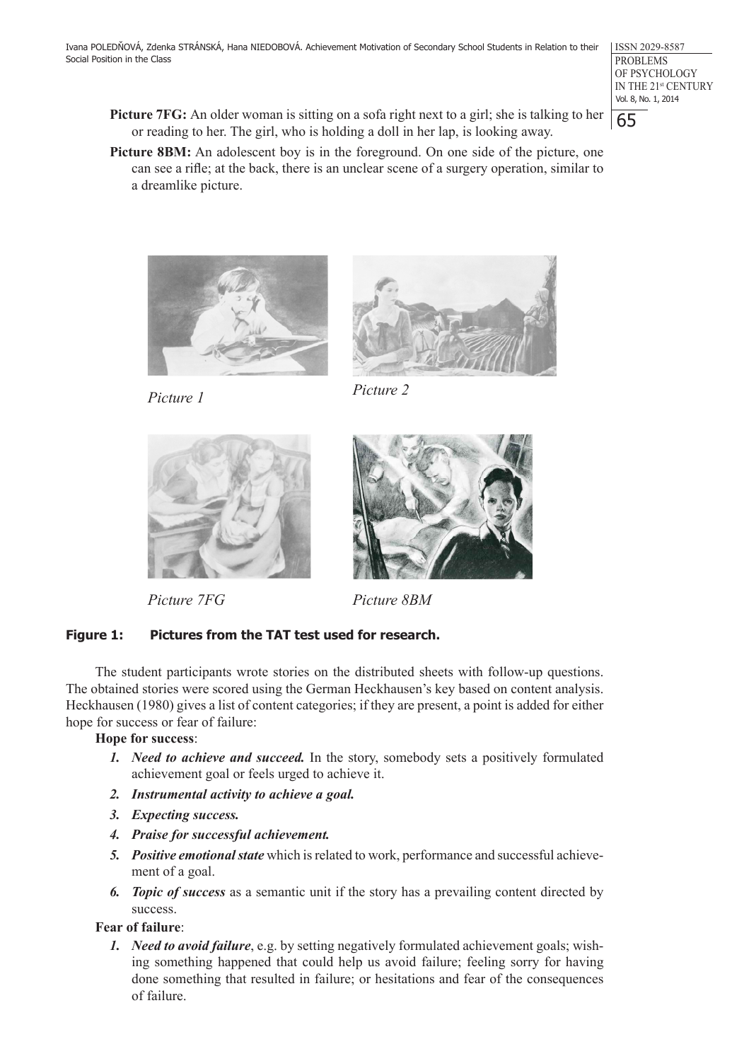**Picture 7FG:** An older woman is sitting on a sofa right next to a girl; she is talking to her or reading to her. The girl, who is holding a doll in her lap, is looking away.

**Picture 8BM:** An adolescent boy is in the foreground. On one side of the picture, one can see a rifle; at the back, there is an unclear scene of a surgery operation, similar to a dreamlike picture.

*Picture 1*

*Picture 2*

*Picture 7FG*

*Picture 8BM*

**Figure 1: Pictures from the TAT test used for research.**

The student participants wrote stories on the distributed sheets with follow-up questions. The obtained stories were scored using the German Heckhausen's key based on content analysis. Heckhausen (1980) gives a list of content categories; if they are present, a point is added for either hope for success or fear of failure:

**Hope for success**:

1. ***Need to achieve and succeed.*** In the story, somebody sets a positively formulated achievement goal or feels urged to achieve it.
2. ***Instrumental activity to achieve a goal.***
3. ***Expecting success.***
4. ***Praise for successful achievement.***
5. ***Positive emotional state*** which is related to work, performance and successful achievement of a goal.
6. ***Topic of success*** as a semantic unit if the story has a prevailing content directed by success.

**Fear of failure**:

1. ***Need to avoid failure***, e.g. by setting negatively formulated achievement goals; wishing something happened that could help us avoid failure; feeling sorry for having done something that resulted in failure; or hesitations and fear of the consequences of failure.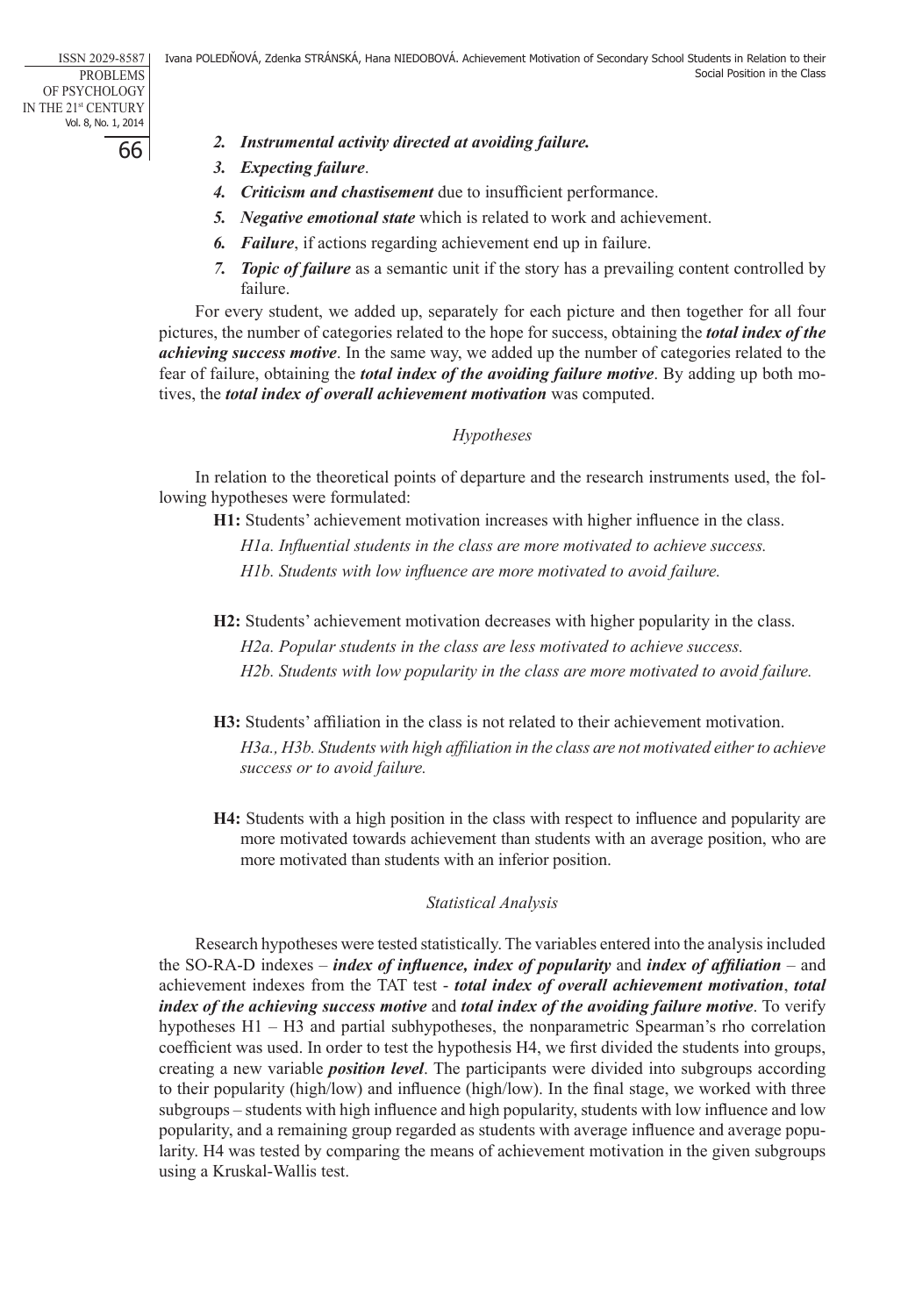2. ***Instrumental activity directed at avoiding failure.***
3. ***Expecting failure***.
4. ***Criticism and chastisement*** due to insufficient performance.
5. ***Negative emotional state*** which is related to work and achievement.
6. ***Failure***, if actions regarding achievement end up in failure.
7. ***Topic of failure*** as a semantic unit if the story has a prevailing content controlled by failure.

For every student, we added up, separately for each picture and then together for all four pictures, the number of categories related to the hope for success, obtaining the ***total index of the achieving success motive***. In the same way, we added up the number of categories related to the fear of failure, obtaining the ***total index of the avoiding failure motive***. By adding up both motives, the ***total index of overall achievement motivation*** was computed.

### *Hypotheses*

In relation to the theoretical points of departure and the research instruments used, the following hypotheses were formulated:

**H1:** Students' achievement motivation increases with higher influence in the class.

*H1a. Influential students in the class are more motivated to achieve success.*

*H1b. Students with low influence are more motivated to avoid failure.*

**H2:** Students' achievement motivation decreases with higher popularity in the class.

*H2a. Popular students in the class are less motivated to achieve success.*

*H2b. Students with low popularity in the class are more motivated to avoid failure.*

**H3:** Students' affiliation in the class is not related to their achievement motivation.

*H3a., H3b. Students with high affiliation in the class are not motivated either to achieve success or to avoid failure.*

**H4:** Students with a high position in the class with respect to influence and popularity are more motivated towards achievement than students with an average position, who are more motivated than students with an inferior position.

### *Statistical Analysis*

Research hypotheses were tested statistically. The variables entered into the analysis included the SO-RA-D indexes – ***index of influence, index of popularity*** and ***index of affiliation*** – and achievement indexes from the TAT test - ***total index of overall achievement motivation***, ***total index of the achieving success motive*** and ***total index of the avoiding failure motive***. To verify hypotheses H1 – H3 and partial subhypotheses, the nonparametric Spearman's rho correlation coefficient was used. In order to test the hypothesis H4, we first divided the students into groups, creating a new variable ***position level***. The participants were divided into subgroups according to their popularity (high/low) and influence (high/low). In the final stage, we worked with three subgroups – students with high influence and high popularity, students with low influence and low popularity, and a remaining group regarded as students with average influence and average popularity. H4 was tested by comparing the means of achievement motivation in the given subgroups using a Kruskal-Wallis test.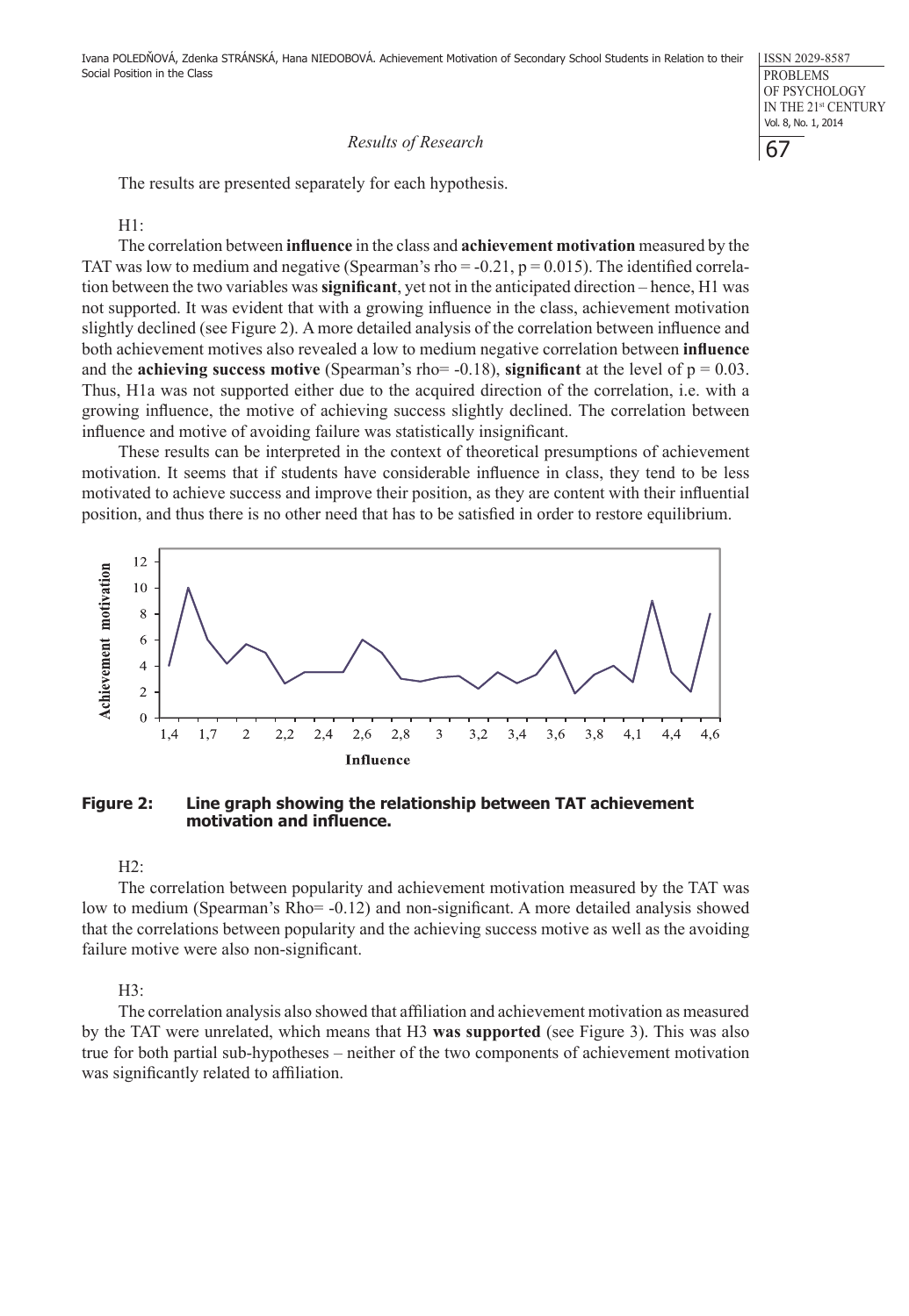*Results of Research*

The results are presented separately for each hypothesis.

H1:

The correlation between **influence** in the class and **achievement motivation** measured by the TAT was low to medium and negative (Spearman's rho = -0.21, p = 0.015). The identified correlation between the two variables was **significant**, yet not in the anticipated direction – hence, H1 was not supported. It was evident that with a growing influence in the class, achievement motivation slightly declined (see Figure 2). A more detailed analysis of the correlation between influence and both achievement motives also revealed a low to medium negative correlation between **influence** and the **achieving success motive** (Spearman's rho= -0.18), **significant** at the level of p = 0.03. Thus, H1a was not supported either due to the acquired direction of the correlation, i.e. with a growing influence, the motive of achieving success slightly declined. The correlation between influence and motive of avoiding failure was statistically insignificant.

These results can be interpreted in the context of theoretical presumptions of achievement motivation. It seems that if students have considerable influence in class, they tend to be less motivated to achieve success and improve their position, as they are content with their influential position, and thus there is no other need that has to be satisfied in order to restore equilibrium.

**Figure 2: Line graph showing the relationship between TAT achievement motivation and influence.**

H2:

The correlation between popularity and achievement motivation measured by the TAT was low to medium (Spearman's Rho= -0.12) and non-significant. A more detailed analysis showed that the correlations between popularity and the achieving success motive as well as the avoiding failure motive were also non-significant.

H3:

The correlation analysis also showed that affiliation and achievement motivation as measured by the TAT were unrelated, which means that H3 **was supported** (see Figure 3). This was also true for both partial sub-hypotheses – neither of the two components of achievement motivation was significantly related to affiliation.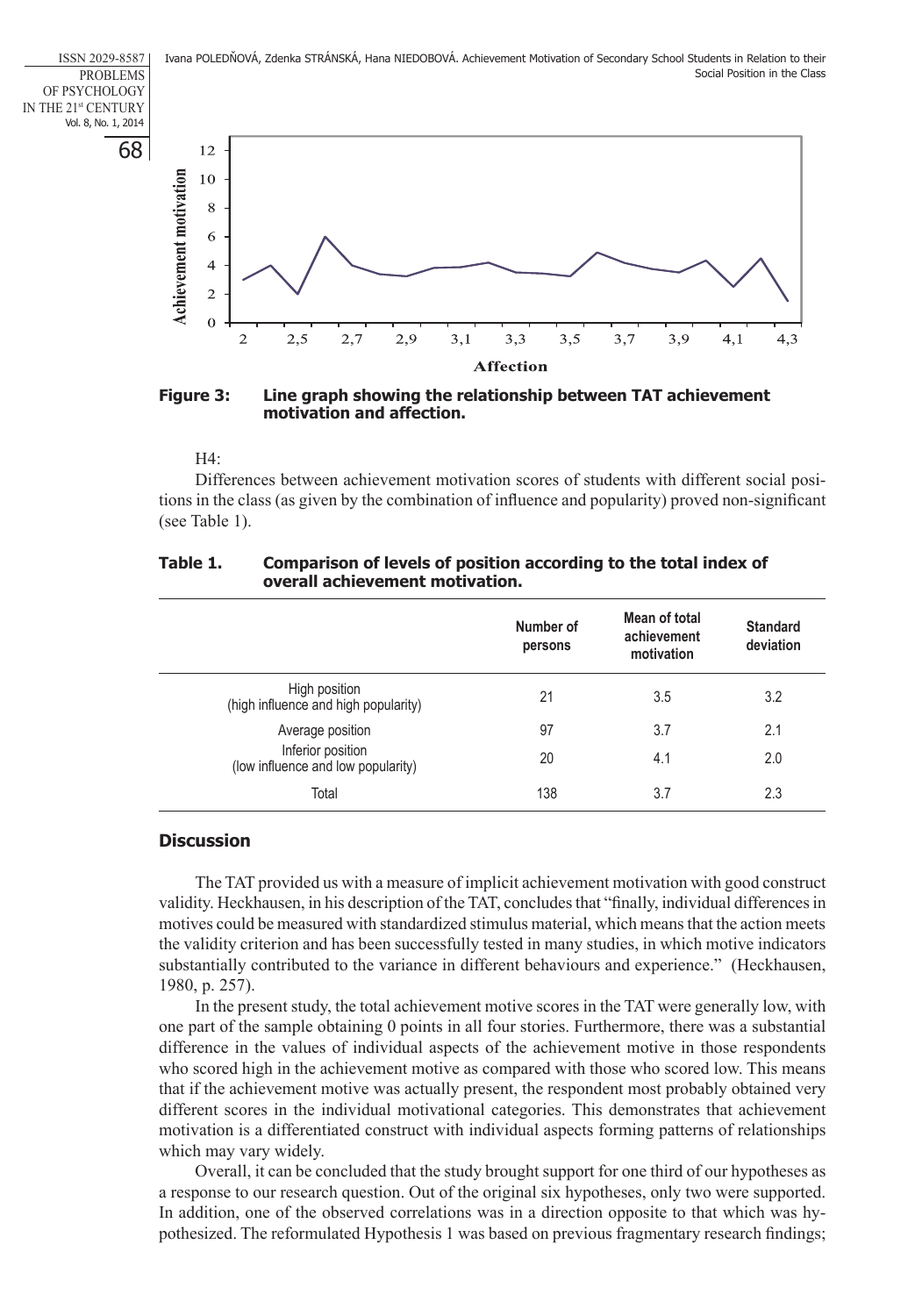**Figure 3: Line graph showing the relationship between TAT achievement motivation and affection.**

H4:

Differences between achievement motivation scores of students with different social positions in the class (as given by the combination of influence and popularity) proved non-significant (see Table 1).

**Table 1. Comparison of levels of position according to the total index of overall achievement motivation.**

| | Number of persons | Mean of total achievement motivation | Standard deviation |
|---|---|---|---|
| High position (high influence and high popularity) | 21 | 3.5 | 3.2 |
| Average position | 97 | 3.7 | 2.1 |
| Inferior position (low influence and low popularity) | 20 | 4.1 | 2.0 |
| Total | 138 | 3.7 | 2.3 |

## Discussion

The TAT provided us with a measure of implicit achievement motivation with good construct validity. Heckhausen, in his description of the TAT, concludes that "finally, individual differences in motives could be measured with standardized stimulus material, which means that the action meets the validity criterion and has been successfully tested in many studies, in which motive indicators substantially contributed to the variance in different behaviours and experience." (Heckhausen, 1980, p. 257).

In the present study, the total achievement motive scores in the TAT were generally low, with one part of the sample obtaining 0 points in all four stories. Furthermore, there was a substantial difference in the values of individual aspects of the achievement motive in those respondents who scored high in the achievement motive as compared with those who scored low. This means that if the achievement motive was actually present, the respondent most probably obtained very different scores in the individual motivational categories. This demonstrates that achievement motivation is a differentiated construct with individual aspects forming patterns of relationships which may vary widely.

Overall, it can be concluded that the study brought support for one third of our hypotheses as a response to our research question. Out of the original six hypotheses, only two were supported. In addition, one of the observed correlations was in a direction opposite to that which was hypothesized. The reformulated Hypothesis 1 was based on previous fragmentary research findings;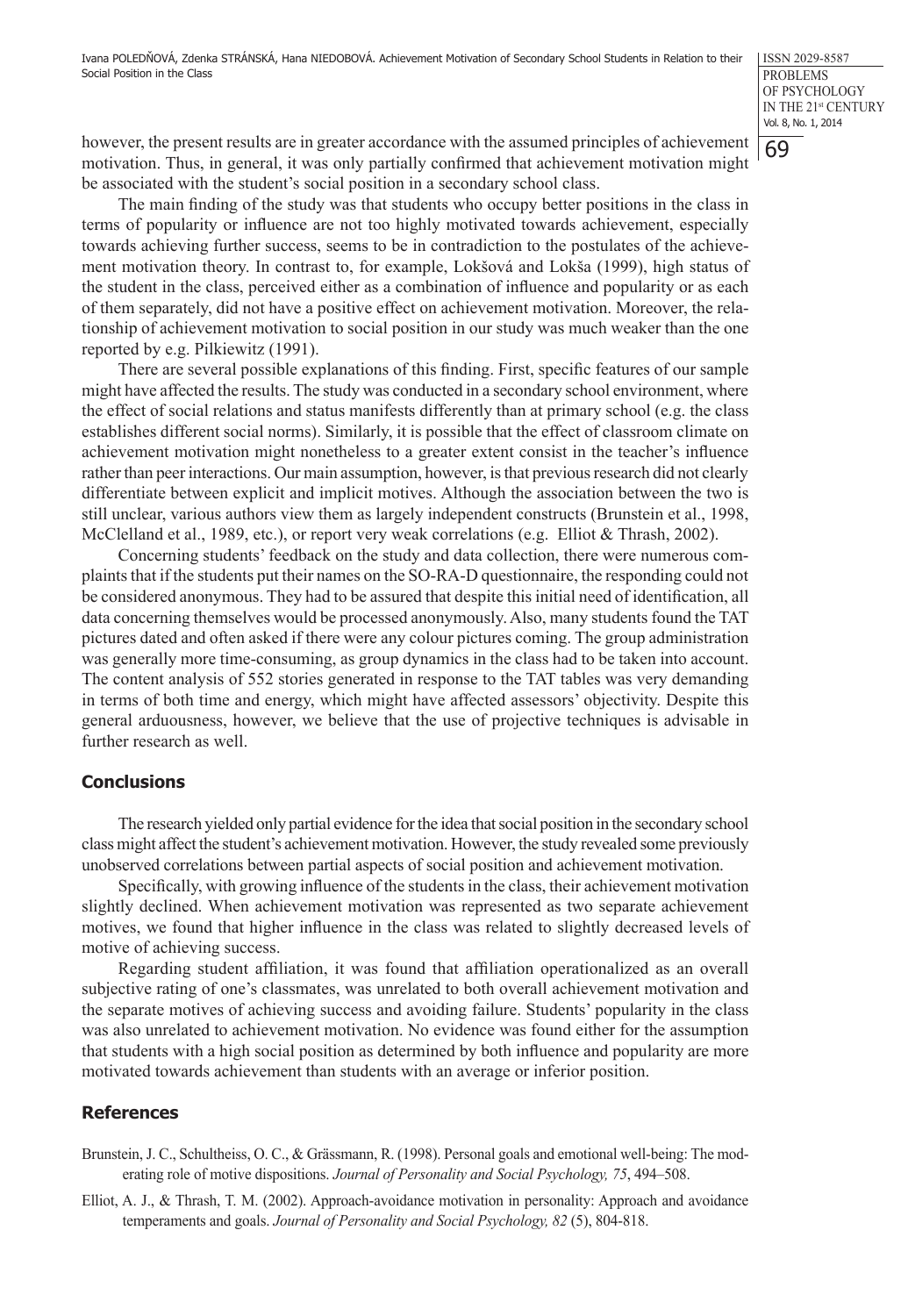however, the present results are in greater accordance with the assumed principles of achievement motivation. Thus, in general, it was only partially confirmed that achievement motivation might be associated with the student's social position in a secondary school class.

The main finding of the study was that students who occupy better positions in the class in terms of popularity or influence are not too highly motivated towards achievement, especially towards achieving further success, seems to be in contradiction to the postulates of the achievement motivation theory. In contrast to, for example, Lokšová and Lokša (1999), high status of the student in the class, perceived either as a combination of influence and popularity or as each of them separately, did not have a positive effect on achievement motivation. Moreover, the relationship of achievement motivation to social position in our study was much weaker than the one reported by e.g. Pilkiewitz (1991).

There are several possible explanations of this finding. First, specific features of our sample might have affected the results. The study was conducted in a secondary school environment, where the effect of social relations and status manifests differently than at primary school (e.g. the class establishes different social norms). Similarly, it is possible that the effect of classroom climate on achievement motivation might nonetheless to a greater extent consist in the teacher's influence rather than peer interactions. Our main assumption, however, is that previous research did not clearly differentiate between explicit and implicit motives. Although the association between the two is still unclear, various authors view them as largely independent constructs (Brunstein et al., 1998, McClelland et al., 1989, etc.), or report very weak correlations (e.g. Elliot & Thrash, 2002).

Concerning students' feedback on the study and data collection, there were numerous complaints that if the students put their names on the SO-RA-D questionnaire, the responding could not be considered anonymous. They had to be assured that despite this initial need of identification, all data concerning themselves would be processed anonymously. Also, many students found the TAT pictures dated and often asked if there were any colour pictures coming. The group administration was generally more time-consuming, as group dynamics in the class had to be taken into account. The content analysis of 552 stories generated in response to the TAT tables was very demanding in terms of both time and energy, which might have affected assessors' objectivity. Despite this general arduousness, however, we believe that the use of projective techniques is advisable in further research as well.

## Conclusions

The research yielded only partial evidence for the idea that social position in the secondary school class might affect the student's achievement motivation. However, the study revealed some previously unobserved correlations between partial aspects of social position and achievement motivation.

Specifically, with growing influence of the students in the class, their achievement motivation slightly declined. When achievement motivation was represented as two separate achievement motives, we found that higher influence in the class was related to slightly decreased levels of motive of achieving success.

Regarding student affiliation, it was found that affiliation operationalized as an overall subjective rating of one's classmates, was unrelated to both overall achievement motivation and the separate motives of achieving success and avoiding failure. Students' popularity in the class was also unrelated to achievement motivation. No evidence was found either for the assumption that students with a high social position as determined by both influence and popularity are more motivated towards achievement than students with an average or inferior position.

## References

Brunstein, J. C., Schultheiss, O. C., & Grässmann, R. (1998). Personal goals and emotional well-being: The moderating role of motive dispositions. *Journal of Personality and Social Psychology, 75*, 494–508.

Elliot, A. J., & Thrash, T. M. (2002). Approach-avoidance motivation in personality: Approach and avoidance temperaments and goals. *Journal of Personality and Social Psychology, 82* (5), 804-818.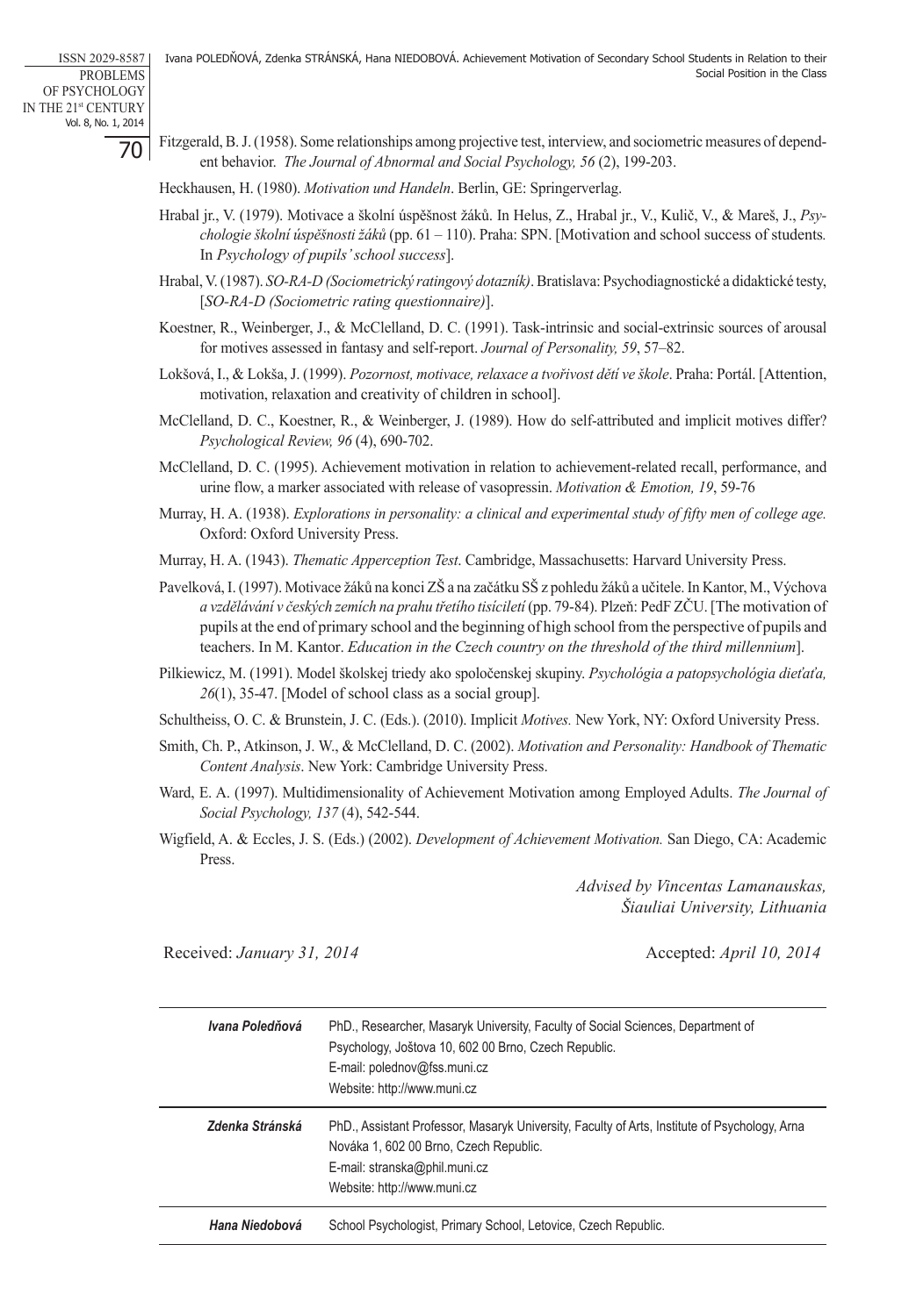Fitzgerald, B. J. (1958). Some relationships among projective test, interview, and sociometric measures of dependent behavior. *The Journal of Abnormal and Social Psychology, 56* (2), 199-203.

Heckhausen, H. (1980). *Motivation und Handeln*. Berlin, GE: Springerverlag.

Hrabal jr., V. (1979). Motivace a školní úspěšnost žáků. In Helus, Z., Hrabal jr., V., Kulič, V., & Mareš, J., *Psychologie školní úspěšnosti žáků* (pp. 61 – 110). Praha: SPN. [Motivation and school success of students. In *Psychology of pupils' school success*].

Hrabal, V. (1987). *SO-RA-D (Sociometrický ratingový dotazník)*. Bratislava: Psychodiagnostické a didaktické testy, [*SO-RA-D (Sociometric rating questionnaire)*].

Koestner, R., Weinberger, J., & McClelland, D. C. (1991). Task-intrinsic and social-extrinsic sources of arousal for motives assessed in fantasy and self-report. *Journal of Personality, 59*, 57–82.

Lokšová, I., & Lokša, J. (1999). *Pozornost, motivace, relaxace a tvořivost dětí ve škole*. Praha: Portál. [Attention, motivation, relaxation and creativity of children in school].

McClelland, D. C., Koestner, R., & Weinberger, J. (1989). How do self-attributed and implicit motives differ? *Psychological Review, 96* (4), 690-702.

McClelland, D. C. (1995). Achievement motivation in relation to achievement-related recall, performance, and urine flow, a marker associated with release of vasopressin. *Motivation & Emotion, 19*, 59-76

Murray, H. A. (1938). *Explorations in personality: a clinical and experimental study of fifty men of college age.* Oxford: Oxford University Press.

Murray, H. A. (1943). *Thematic Apperception Test*. Cambridge, Massachusetts: Harvard University Press.

Pavelková, I. (1997). Motivace žáků na konci ZŠ a na začátku SŠ z pohledu žáků a učitele. In Kantor, M., *Výchova a vzdělávání v českých zemích na prahu třetího tisíciletí* (pp. 79-84). Plzeň: PedF ZČU. [The motivation of pupils at the end of primary school and the beginning of high school from the perspective of pupils and teachers. In M. Kantor. *Education in the Czech country on the threshold of the third millennium*].

Pilkiewicz, M. (1991). Model školskej triedy ako spoločenskej skupiny. *Psychológia a patopsychológia dieťaťa, 26*(1), 35-47. [Model of school class as a social group].

Schultheiss, O. C. & Brunstein, J. C. (Eds.). (2010). Implicit *Motives.* New York, NY: Oxford University Press.

Smith, Ch. P., Atkinson, J. W., & McClelland, D. C. (2002). *Motivation and Personality: Handbook of Thematic Content Analysis*. New York: Cambridge University Press.

Ward, E. A. (1997). Multidimensionality of Achievement Motivation among Employed Adults. *The Journal of Social Psychology, 137* (4), 542-544.

Wigfield, A. & Eccles, J. S. (Eds.) (2002). *Development of Achievement Motivation.* San Diego, CA: Academic Press.

*Advised by Vincentas Lamanauskas, Šiauliai University, Lithuania*

Received: *January 31, 2014* Accepted: *April 10, 2014*

| | |
|---|---|
| ***Ivana Poledňová*** | PhD., Researcher, Masaryk University, Faculty of Social Sciences, Department of Psychology, Joštova 10, 602 00 Brno, Czech Republic. E-mail: polednov@fss.muni.cz Website: http://www.muni.cz |
| ***Zdenka Stránská*** | PhD., Assistant Professor, Masaryk University, Faculty of Arts, Institute of Psychology, Arna Nováka 1, 602 00 Brno, Czech Republic. E-mail: stranska@phil.muni.cz Website: http://www.muni.cz |
| ***Hana Niedobová*** | School Psychologist, Primary School, Letovice, Czech Republic. |